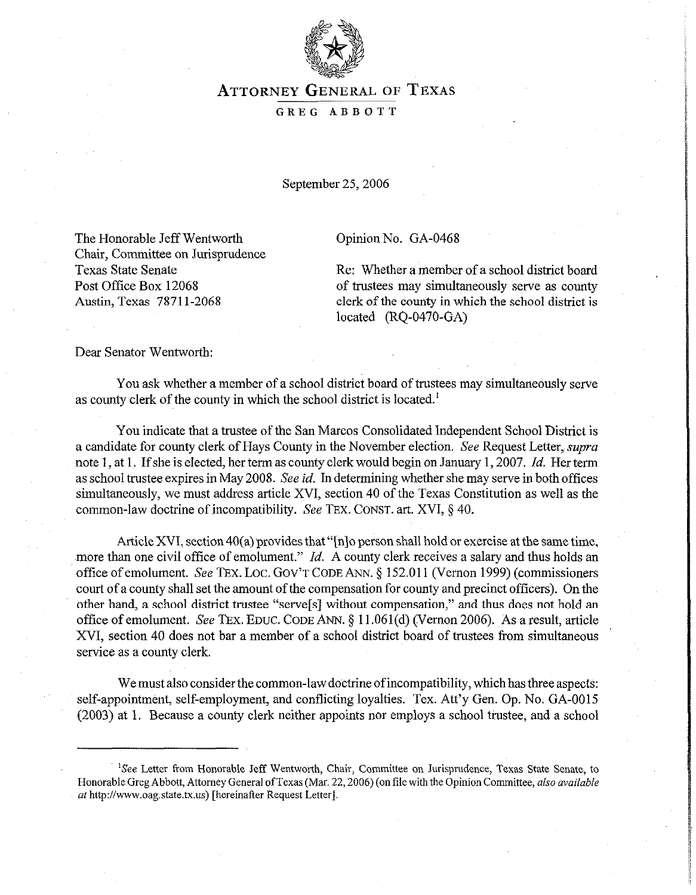# ATTORNEY GENERAL OF TEXAS

GREG ABBOTT

September 25, 2006

The Honorable Jeff Wentworth
Chair, Committee on Jurisprudence
Texas State Senate
Post Office Box 12068
Austin, Texas 78711-2068

Opinion No. GA-0468

Re: Whether a member of a school district board of trustees may simultaneously serve as county clerk of the county in which the school district is located (RQ-0470-GA)

Dear Senator Wentworth:

You ask whether a member of a school district board of trustees may simultaneously serve as county clerk of the county in which the school district is located.[1]

You indicate that a trustee of the San Marcos Consolidated Independent School District is a candidate for county clerk of Hays County in the November election. *See* Request Letter, *supra* note 1, at 1. If she is elected, her term as county clerk would begin on January 1, 2007. *Id.* Her term as school trustee expires in May 2008. *See id.* In determining whether she may serve in both offices simultaneously, we must address article XVI, section 40 of the Texas Constitution as well as the common-law doctrine of incompatibility. *See* TEX. CONST. art. XVI, § 40.

Article XVI, section 40(a) provides that "[n]o person shall hold or exercise at the same time, more than one civil office of emolument." *Id.* A county clerk receives a salary and thus holds an office of emolument. *See* TEX. LOC. GOV'T CODE ANN. § 152.011 (Vernon 1999) (commissioners court of a county shall set the amount of the compensation for county and precinct officers). On the other hand, a school district trustee "serve[s] without compensation," and thus does not hold an office of emolument. *See* TEX. EDUC. CODE ANN. § 11.061(d) (Vernon 2006). As a result, article XVI, section 40 does not bar a member of a school district board of trustees from simultaneous service as a county clerk.

We must also consider the common-law doctrine of incompatibility, which has three aspects: self-appointment, self-employment, and conflicting loyalties. Tex. Att'y Gen. Op. No. GA-0015 (2003) at 1. Because a county clerk neither appoints nor employs a school trustee, and a school

---

[1] *See* Letter from Honorable Jeff Wentworth, Chair, Committee on Jurisprudence, Texas State Senate, to Honorable Greg Abbott, Attorney General of Texas (Mar. 22, 2006) (on file with the Opinion Committee, *also available at* http://www.oag.state.tx.us) [hereinafter Request Letter].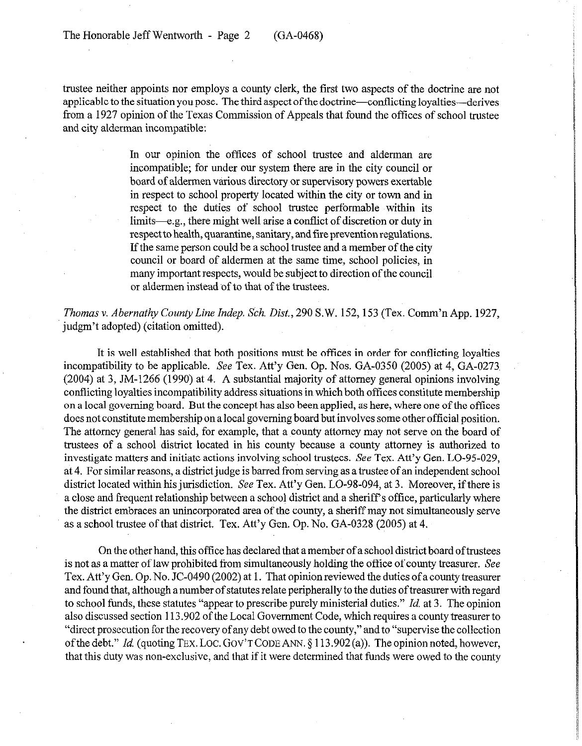trustee neither appoints nor employs a county clerk, the first two aspects of the doctrine are not applicable to the situation you pose. The third aspect of the doctrine—conflicting loyalties—derives from a 1927 opinion of the Texas Commission of Appeals that found the offices of school trustee and city alderman incompatible:

> In our opinion the offices of school trustee and alderman are incompatible; for under our system there are in the city council or board of aldermen various directory or supervisory powers exertable in respect to school property located within the city or town and in respect to the duties of school trustee performable within its limits—e.g., there might well arise a conflict of discretion or duty in respect to health, quarantine, sanitary, and fire prevention regulations. If the same person could be a school trustee and a member of the city council or board of aldermen at the same time, school policies, in many important respects, would be subject to direction of the council or aldermen instead of to that of the trustees.

*Thomas v. Abernathy County Line Indep. Sch. Dist.*, 290 S.W. 152, 153 (Tex. Comm'n App. 1927, judgm't adopted) (citation omitted).

It is well established that both positions must be offices in order for conflicting loyalties incompatibility to be applicable. *See* Tex. Att'y Gen. Op. Nos. GA-0350 (2005) at 4, GA-0273 (2004) at 3, JM-1266 (1990) at 4. A substantial majority of attorney general opinions involving conflicting loyalties incompatibility address situations in which both offices constitute membership on a local governing board. But the concept has also been applied, as here, where one of the offices does not constitute membership on a local governing board but involves some other official position. The attorney general has said, for example, that a county attorney may not serve on the board of trustees of a school district located in his county because a county attorney is authorized to investigate matters and initiate actions involving school trustees. *See* Tex. Att'y Gen. LO-95-029, at 4. For similar reasons, a district judge is barred from serving as a trustee of an independent school district located within his jurisdiction. *See* Tex. Att'y Gen. LO-98-094, at 3. Moreover, if there is a close and frequent relationship between a school district and a sheriff's office, particularly where the district embraces an unincorporated area of the county, a sheriff may not simultaneously serve as a school trustee of that district. Tex. Att'y Gen. Op. No. GA-0328 (2005) at 4.

On the other hand, this office has declared that a member of a school district board of trustees is not as a matter of law prohibited from simultaneously holding the office of county treasurer. *See* Tex. Att'y Gen. Op. No. JC-0490 (2002) at 1. That opinion reviewed the duties of a county treasurer and found that, although a number of statutes relate peripherally to the duties of treasurer with regard to school funds, these statutes "appear to prescribe purely ministerial duties." *Id.* at 3. The opinion also discussed section 113.902 of the Local Government Code, which requires a county treasurer to "direct prosecution for the recovery of any debt owed to the county," and to "supervise the collection of the debt." *Id.* (quoting TEX. LOC. GOV'T CODE ANN. § 113.902 (a)). The opinion noted, however, that this duty was non-exclusive, and that if it were determined that funds were owed to the county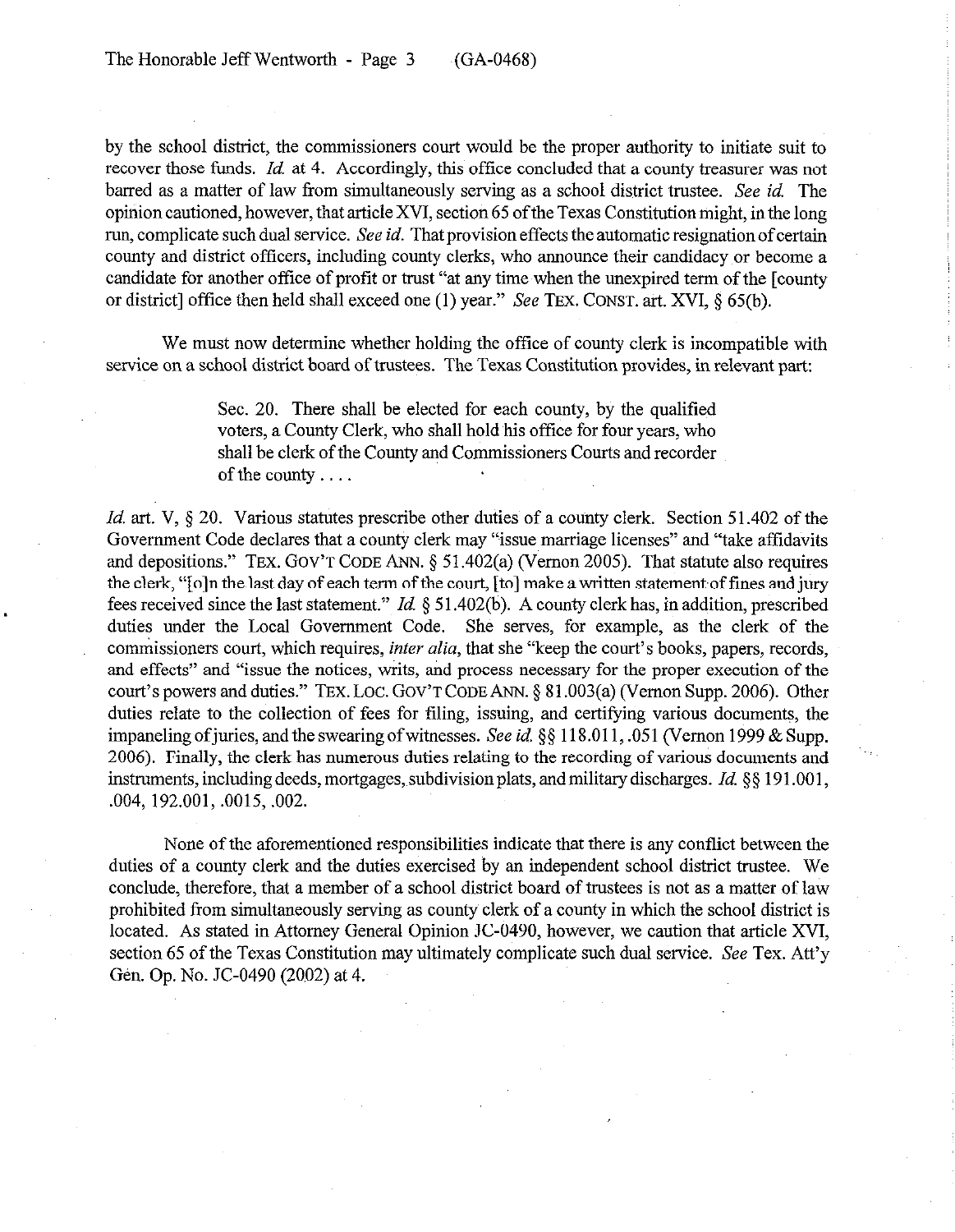by the school district, the commissioners court would be the proper authority to initiate suit to recover those funds. *Id.* at 4. Accordingly, this office concluded that a county treasurer was not barred as a matter of law from simultaneously serving as a school district trustee. *See id.* The opinion cautioned, however, that article XVI, section 65 of the Texas Constitution might, in the long run, complicate such dual service. *See id.* That provision effects the automatic resignation of certain county and district officers, including county clerks, who announce their candidacy or become a candidate for another office of profit or trust "at any time when the unexpired term of the [county or district] office then held shall exceed one (1) year." *See* TEX. CONST. art. XVI, § 65(b).

We must now determine whether holding the office of county clerk is incompatible with service on a school district board of trustees. The Texas Constitution provides, in relevant part:

> Sec. 20. There shall be elected for each county, by the qualified voters, a County Clerk, who shall hold his office for four years, who shall be clerk of the County and Commissioners Courts and recorder of the county . . . .

*Id.* art. V, § 20. Various statutes prescribe other duties of a county clerk. Section 51.402 of the Government Code declares that a county clerk may "issue marriage licenses" and "take affidavits and depositions." TEX. GOV'T CODE ANN. § 51.402(a) (Vernon 2005). That statute also requires the clerk, "[o]n the last day of each term of the court, [to] make a written statement of fines and jury fees received since the last statement." *Id.* § 51.402(b). A county clerk has, in addition, prescribed duties under the Local Government Code. She serves, for example, as the clerk of the commissioners court, which requires, *inter alia*, that she "keep the court's books, papers, records, and effects" and "issue the notices, writs, and process necessary for the proper execution of the court's powers and duties." TEX. LOC. GOV'T CODE ANN. § 81.003(a) (Vernon Supp. 2006). Other duties relate to the collection of fees for filing, issuing, and certifying various documents, the impaneling of juries, and the swearing of witnesses. *See id.* §§ 118.011, .051 (Vernon 1999 & Supp. 2006). Finally, the clerk has numerous duties relating to the recording of various documents and instruments, including deeds, mortgages, subdivision plats, and military discharges. *Id.* §§ 191.001, .004, 192.001, .0015, .002.

None of the aforementioned responsibilities indicate that there is any conflict between the duties of a county clerk and the duties exercised by an independent school district trustee. We conclude, therefore, that a member of a school district board of trustees is not as a matter of law prohibited from simultaneously serving as county clerk of a county in which the school district is located. As stated in Attorney General Opinion JC-0490, however, we caution that article XVI, section 65 of the Texas Constitution may ultimately complicate such dual service. *See* Tex. Att'y Gen. Op. No. JC-0490 (2002) at 4.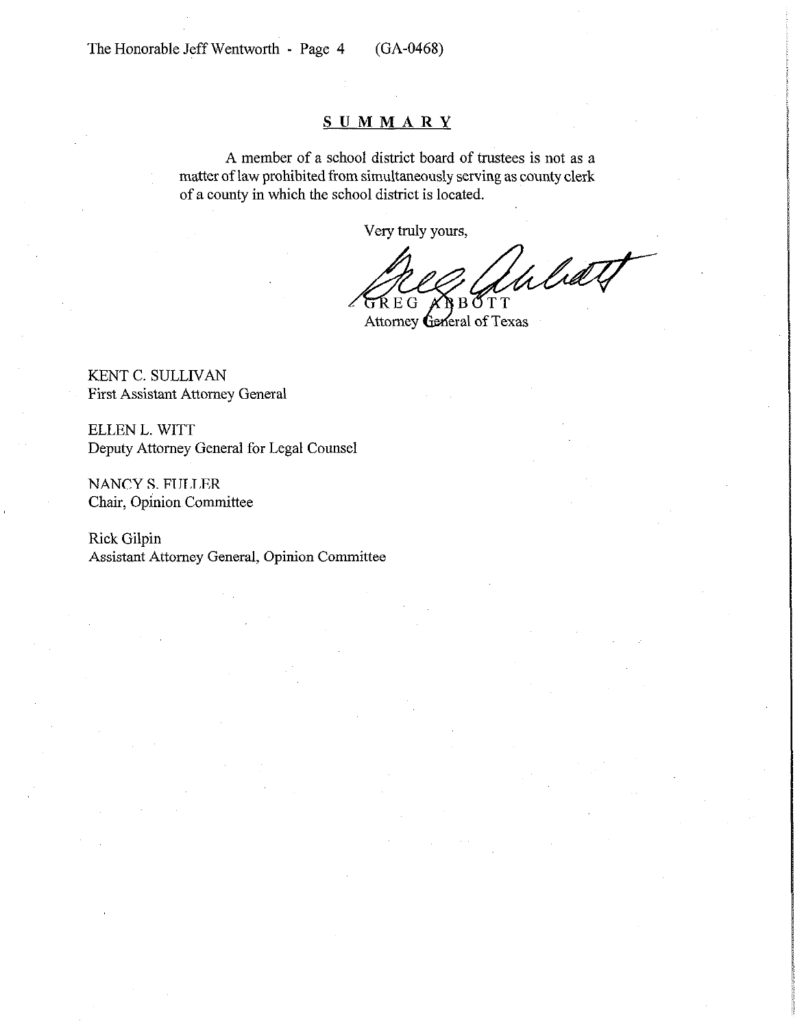## SUMMARY

A member of a school district board of trustees is not as a matter of law prohibited from simultaneously serving as county clerk of a county in which the school district is located.

Very truly yours,

GREG ABBOTT
Attorney General of Texas

KENT C. SULLIVAN
First Assistant Attorney General

ELLEN L. WITT
Deputy Attorney General for Legal Counsel

NANCY S. FULLER
Chair, Opinion Committee

Rick Gilpin
Assistant Attorney General, Opinion Committee